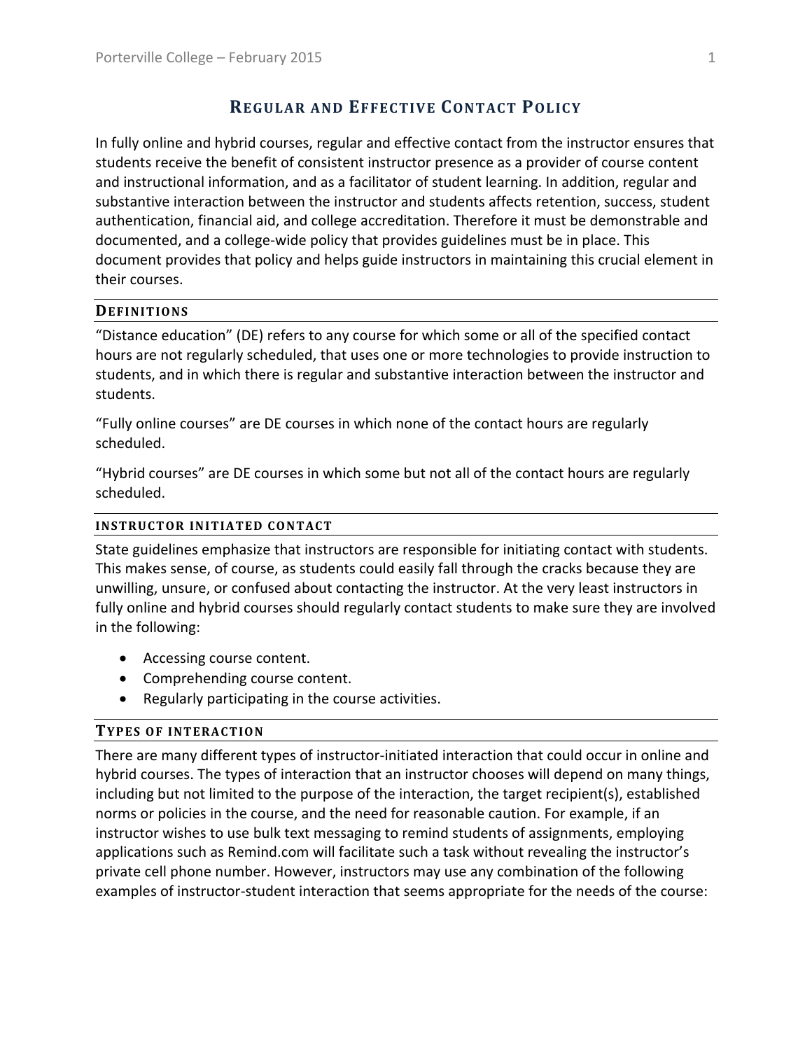# Regular and Effective Contact Policy

In fully online and hybrid courses, regular and effective contact from the instructor ensures that students receive the benefit of consistent instructor presence as a provider of course content and instructional information, and as a facilitator of student learning. In addition, regular and substantive interaction between the instructor and students affects retention, success, student authentication, financial aid, and college accreditation. Therefore it must be demonstrable and documented, and a college-wide policy that provides guidelines must be in place. This document provides that policy and helps guide instructors in maintaining this crucial element in their courses.

## Definitions

"Distance education" (DE) refers to any course for which some or all of the specified contact hours are not regularly scheduled, that uses one or more technologies to provide instruction to students, and in which there is regular and substantive interaction between the instructor and students.

"Fully online courses" are DE courses in which none of the contact hours are regularly scheduled.

"Hybrid courses" are DE courses in which some but not all of the contact hours are regularly scheduled.

### Instructor Initiated Contact

State guidelines emphasize that instructors are responsible for initiating contact with students. This makes sense, of course, as students could easily fall through the cracks because they are unwilling, unsure, or confused about contacting the instructor. At the very least instructors in fully online and hybrid courses should regularly contact students to make sure they are involved in the following:

- Accessing course content.
- Comprehending course content.
- Regularly participating in the course activities.

## Types of Interaction

There are many different types of instructor-initiated interaction that could occur in online and hybrid courses. The types of interaction that an instructor chooses will depend on many things, including but not limited to the purpose of the interaction, the target recipient(s), established norms or policies in the course, and the need for reasonable caution. For example, if an instructor wishes to use bulk text messaging to remind students of assignments, employing applications such as Remind.com will facilitate such a task without revealing the instructor's private cell phone number. However, instructors may use any combination of the following examples of instructor-student interaction that seems appropriate for the needs of the course: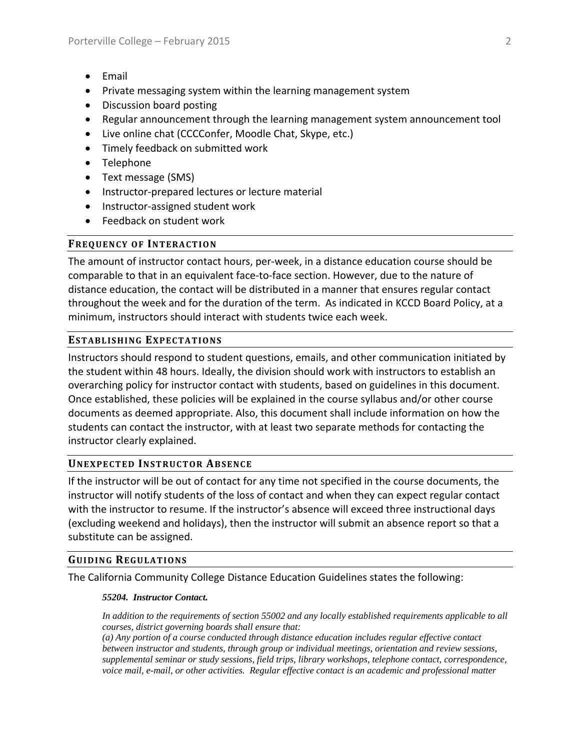- Email
- Private messaging system within the learning management system
- Discussion board posting
- Regular announcement through the learning management system announcement tool
- Live online chat (CCCConfer, Moodle Chat, Skype, etc.)
- Timely feedback on submitted work
- Telephone
- Text message (SMS)
- Instructor-prepared lectures or lecture material
- Instructor-assigned student work
- Feedback on student work

## Frequency of Interaction

The amount of instructor contact hours, per-week, in a distance education course should be comparable to that in an equivalent face-to-face section. However, due to the nature of distance education, the contact will be distributed in a manner that ensures regular contact throughout the week and for the duration of the term. As indicated in KCCD Board Policy, at a minimum, instructors should interact with students twice each week.

## Establishing Expectations

Instructors should respond to student questions, emails, and other communication initiated by the student within 48 hours. Ideally, the division should work with instructors to establish an overarching policy for instructor contact with students, based on guidelines in this document. Once established, these policies will be explained in the course syllabus and/or other course documents as deemed appropriate. Also, this document shall include information on how the students can contact the instructor, with at least two separate methods for contacting the instructor clearly explained.

## Unexpected Instructor Absence

If the instructor will be out of contact for any time not specified in the course documents, the instructor will notify students of the loss of contact and when they can expect regular contact with the instructor to resume. If the instructor's absence will exceed three instructional days (excluding weekend and holidays), then the instructor will submit an absence report so that a substitute can be assigned.

## Guiding Regulations

The California Community College Distance Education Guidelines states the following:

> ***55204. Instructor Contact.***
>
> *In addition to the requirements of section 55002 and any locally established requirements applicable to all courses, district governing boards shall ensure that:*
> *(a) Any portion of a course conducted through distance education includes regular effective contact between instructor and students, through group or individual meetings, orientation and review sessions, supplemental seminar or study sessions, field trips, library workshops, telephone contact, correspondence, voice mail, e-mail, or other activities. Regular effective contact is an academic and professional matter*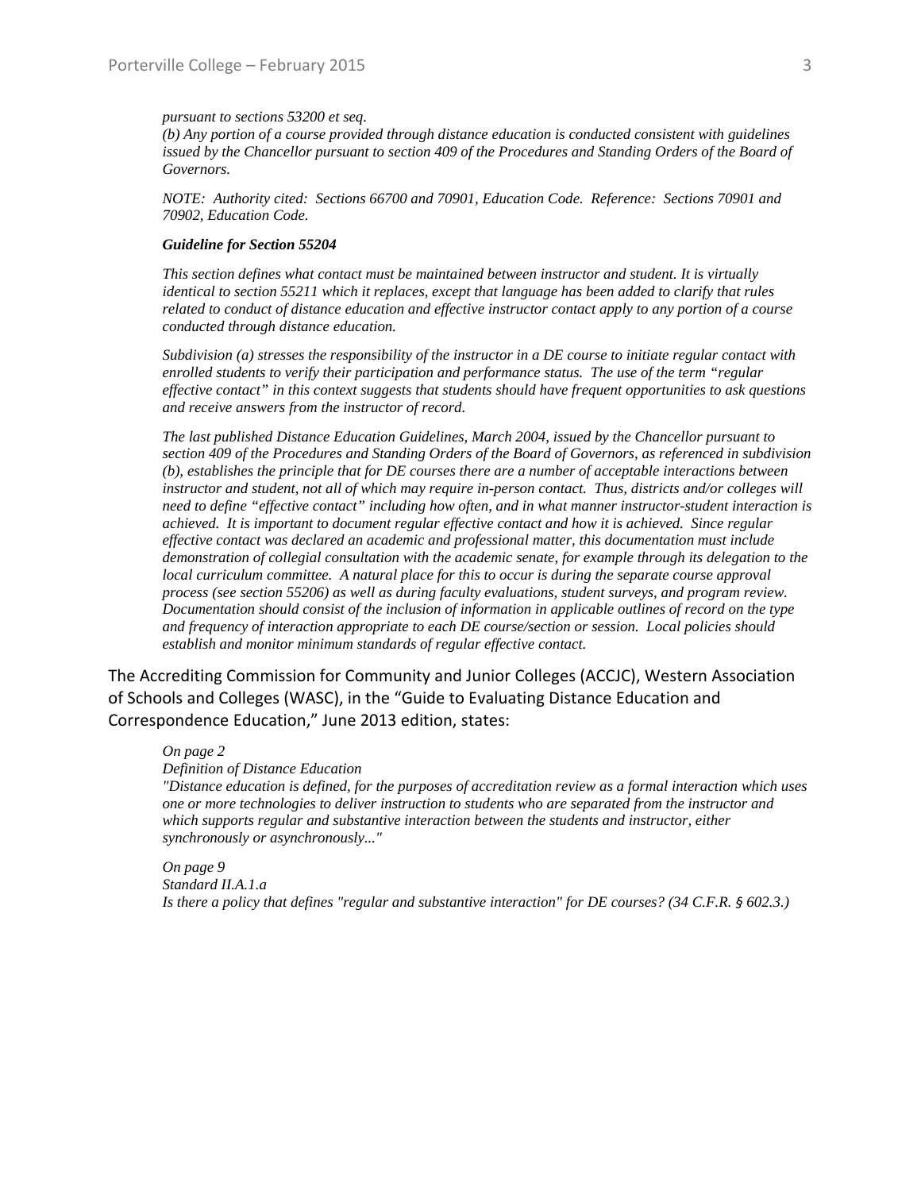*pursuant to sections 53200 et seq.*
*(b) Any portion of a course provided through distance education is conducted consistent with guidelines issued by the Chancellor pursuant to section 409 of the Procedures and Standing Orders of the Board of Governors.*

*NOTE: Authority cited: Sections 66700 and 70901, Education Code. Reference: Sections 70901 and 70902, Education Code.*

***Guideline for Section 55204***

*This section defines what contact must be maintained between instructor and student. It is virtually identical to section 55211 which it replaces, except that language has been added to clarify that rules related to conduct of distance education and effective instructor contact apply to any portion of a course conducted through distance education.*

*Subdivision (a) stresses the responsibility of the instructor in a DE course to initiate regular contact with enrolled students to verify their participation and performance status. The use of the term "regular effective contact" in this context suggests that students should have frequent opportunities to ask questions and receive answers from the instructor of record.*

*The last published Distance Education Guidelines, March 2004, issued by the Chancellor pursuant to section 409 of the Procedures and Standing Orders of the Board of Governors, as referenced in subdivision (b), establishes the principle that for DE courses there are a number of acceptable interactions between instructor and student, not all of which may require in-person contact. Thus, districts and/or colleges will need to define "effective contact" including how often, and in what manner instructor-student interaction is achieved. It is important to document regular effective contact and how it is achieved. Since regular effective contact was declared an academic and professional matter, this documentation must include demonstration of collegial consultation with the academic senate, for example through its delegation to the local curriculum committee. A natural place for this to occur is during the separate course approval process (see section 55206) as well as during faculty evaluations, student surveys, and program review. Documentation should consist of the inclusion of information in applicable outlines of record on the type and frequency of interaction appropriate to each DE course/section or session. Local policies should establish and monitor minimum standards of regular effective contact.*

The Accrediting Commission for Community and Junior Colleges (ACCJC), Western Association of Schools and Colleges (WASC), in the "Guide to Evaluating Distance Education and Correspondence Education," June 2013 edition, states:

*On page 2*
*Definition of Distance Education*
*"Distance education is defined, for the purposes of accreditation review as a formal interaction which uses one or more technologies to deliver instruction to students who are separated from the instructor and which supports regular and substantive interaction between the students and instructor, either synchronously or asynchronously..."*

*On page 9*
*Standard II.A.1.a*
*Is there a policy that defines "regular and substantive interaction" for DE courses? (34 C.F.R. § 602.3.)*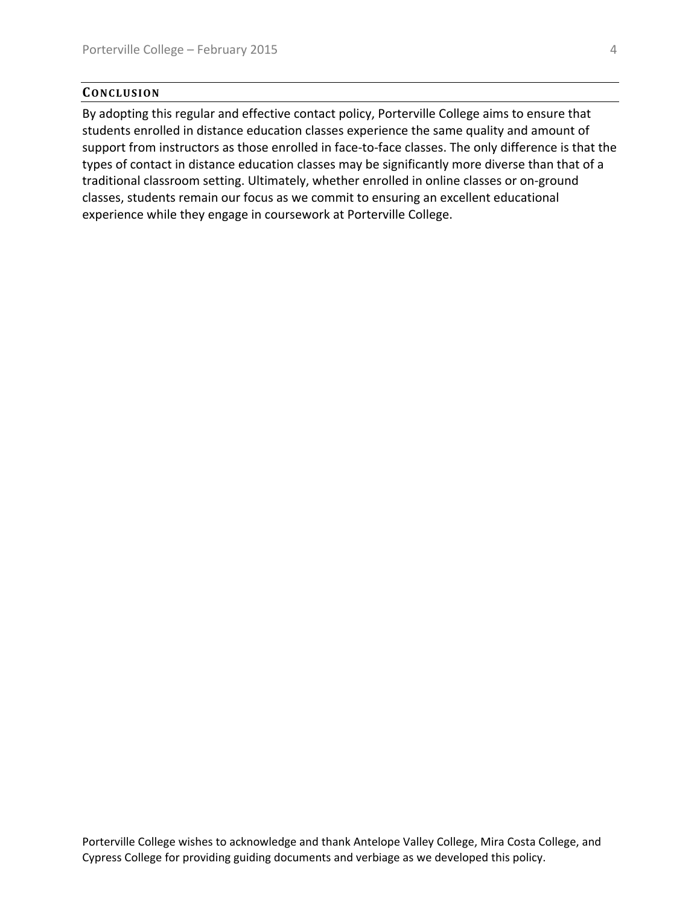## Conclusion

By adopting this regular and effective contact policy, Porterville College aims to ensure that students enrolled in distance education classes experience the same quality and amount of support from instructors as those enrolled in face-to-face classes. The only difference is that the types of contact in distance education classes may be significantly more diverse than that of a traditional classroom setting. Ultimately, whether enrolled in online classes or on-ground classes, students remain our focus as we commit to ensuring an excellent educational experience while they engage in coursework at Porterville College.

Porterville College wishes to acknowledge and thank Antelope Valley College, Mira Costa College, and Cypress College for providing guiding documents and verbiage as we developed this policy.